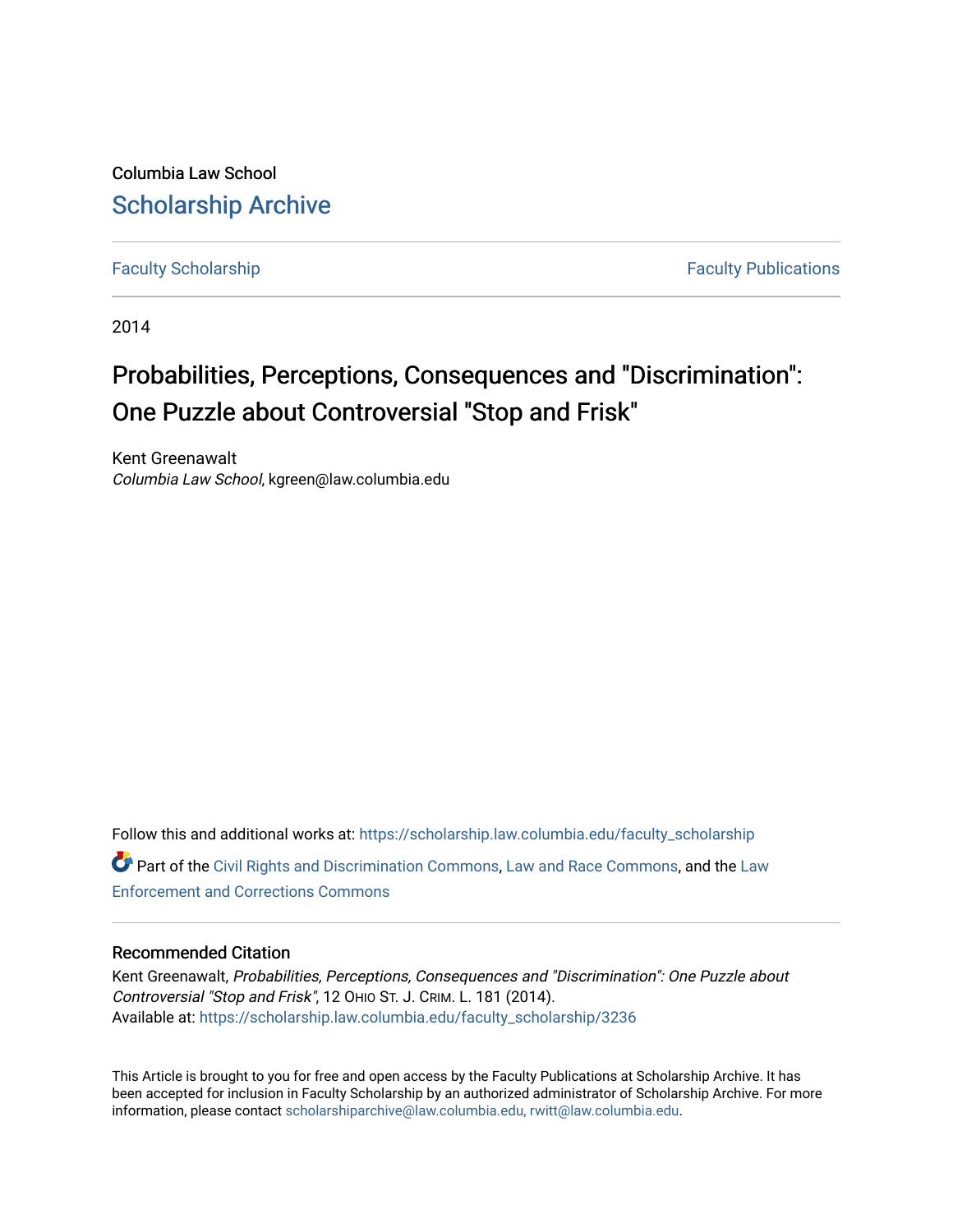Columbia Law School

# Scholarship Archive

Faculty Scholarship | Faculty Publications

2014

# Probabilities, Perceptions, Consequences and "Discrimination": One Puzzle about Controversial "Stop and Frisk"

Kent Greenawalt
*Columbia Law School*, kgreen@law.columbia.edu

Follow this and additional works at: https://scholarship.law.columbia.edu/faculty_scholarship

Part of the Civil Rights and Discrimination Commons, Law and Race Commons, and the Law Enforcement and Corrections Commons

## Recommended Citation

Kent Greenawalt, *Probabilities, Perceptions, Consequences and "Discrimination": One Puzzle about Controversial "Stop and Frisk"*, 12 OHIO ST. J. CRIM. L. 181 (2014).
Available at: https://scholarship.law.columbia.edu/faculty_scholarship/3236

This Article is brought to you for free and open access by the Faculty Publications at Scholarship Archive. It has been accepted for inclusion in Faculty Scholarship by an authorized administrator of Scholarship Archive. For more information, please contact scholarshiparchive@law.columbia.edu, rwitt@law.columbia.edu.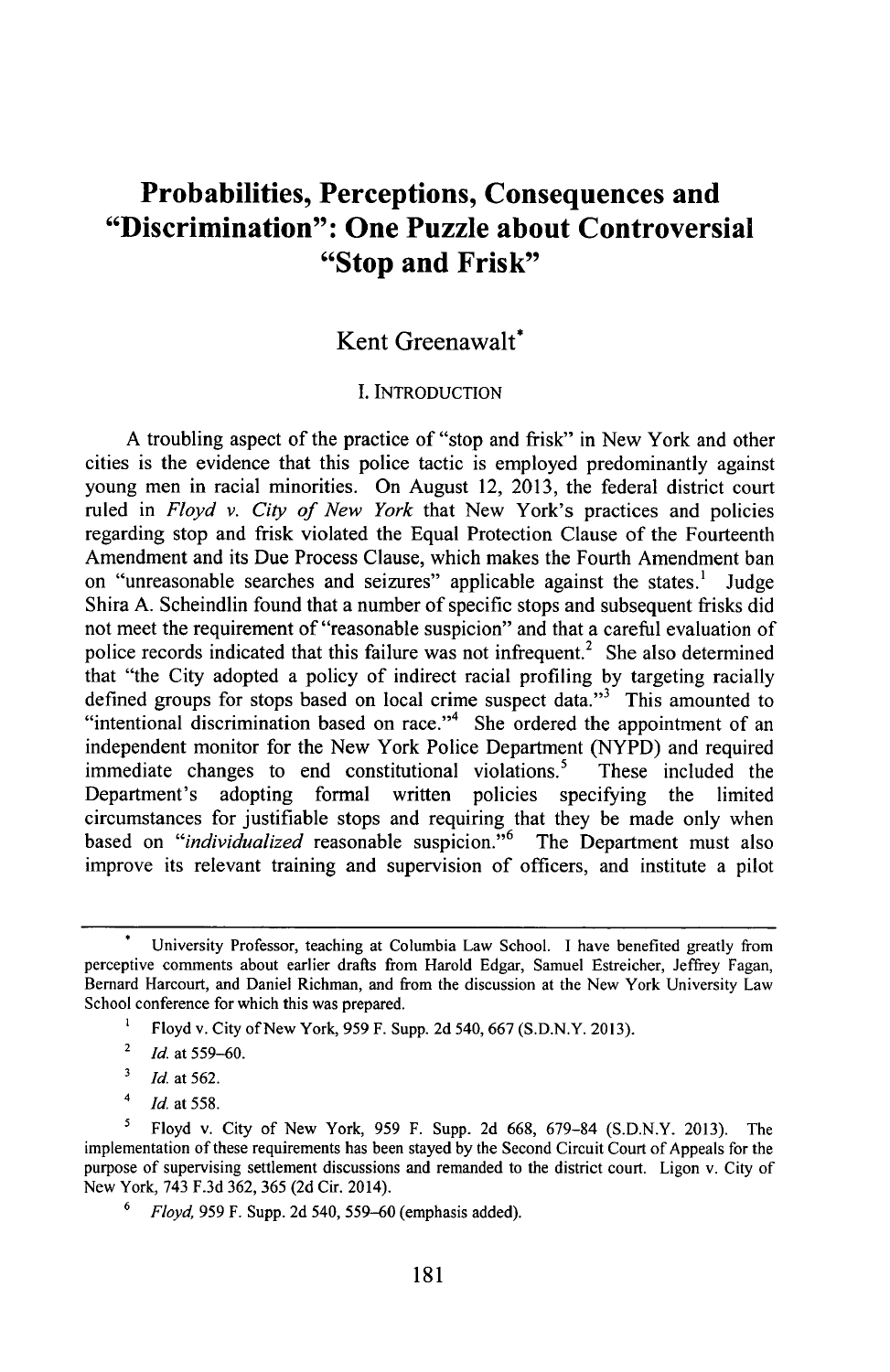# Probabilities, Perceptions, Consequences and "Discrimination": One Puzzle about Controversial "Stop and Frisk"

Kent Greenawalt*

## I. INTRODUCTION

A troubling aspect of the practice of "stop and frisk" in New York and other cities is the evidence that this police tactic is employed predominantly against young men in racial minorities. On August 12, 2013, the federal district court ruled in *Floyd v. City of New York* that New York's practices and policies regarding stop and frisk violated the Equal Protection Clause of the Fourteenth Amendment and its Due Process Clause, which makes the Fourth Amendment ban on "unreasonable searches and seizures" applicable against the states.[1] Judge Shira A. Scheindlin found that a number of specific stops and subsequent frisks did not meet the requirement of "reasonable suspicion" and that a careful evaluation of police records indicated that this failure was not infrequent.[2] She also determined that "the City adopted a policy of indirect racial profiling by targeting racially defined groups for stops based on local crime suspect data."[3] This amounted to "intentional discrimination based on race."[4] She ordered the appointment of an independent monitor for the New York Police Department (NYPD) and required immediate changes to end constitutional violations.[5] These included the Department's adopting formal written policies specifying the limited circumstances for justifiable stops and requiring that they be made only when based on "*individualized* reasonable suspicion."[6] The Department must also improve its relevant training and supervision of officers, and institute a pilot

---

\* University Professor, teaching at Columbia Law School. I have benefited greatly from perceptive comments about earlier drafts from Harold Edgar, Samuel Estreicher, Jeffrey Fagan, Bernard Harcourt, and Daniel Richman, and from the discussion at the New York University Law School conference for which this was prepared.

1. Floyd v. City of New York, 959 F. Supp. 2d 540, 667 (S.D.N.Y. 2013).

2. *Id.* at 559–60.

3. *Id.* at 562.

4. *Id.* at 558.

5. Floyd v. City of New York, 959 F. Supp. 2d 668, 679–84 (S.D.N.Y. 2013). The implementation of these requirements has been stayed by the Second Circuit Court of Appeals for the purpose of supervising settlement discussions and remanded to the district court. Ligon v. City of New York, 743 F.3d 362, 365 (2d Cir. 2014).

6. *Floyd*, 959 F. Supp. 2d 540, 559–60 (emphasis added).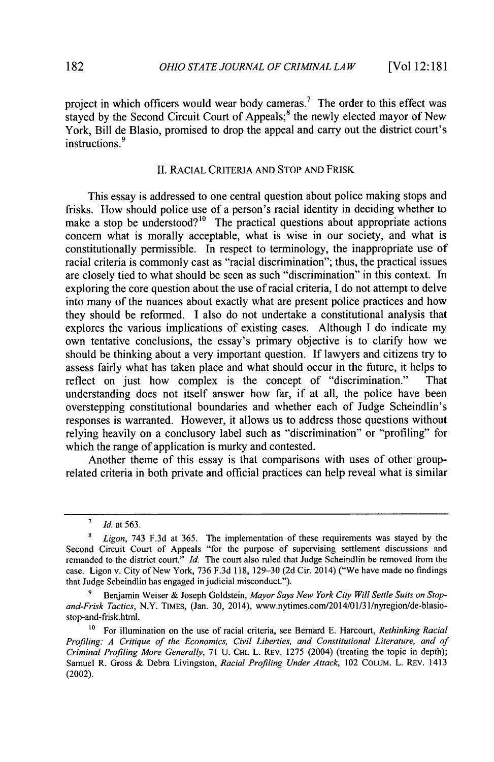project in which officers would wear body cameras.[7] The order to this effect was stayed by the Second Circuit Court of Appeals;[8] the newly elected mayor of New York, Bill de Blasio, promised to drop the appeal and carry out the district court's instructions.[9]

## II. RACIAL CRITERIA AND STOP AND FRISK

This essay is addressed to one central question about police making stops and frisks. How should police use of a person's racial identity in deciding whether to make a stop be understood?[10] The practical questions about appropriate actions concern what is morally acceptable, what is wise in our society, and what is constitutionally permissible. In respect to terminology, the inappropriate use of racial criteria is commonly cast as "racial discrimination"; thus, the practical issues are closely tied to what should be seen as such "discrimination" in this context. In exploring the core question about the use of racial criteria, I do not attempt to delve into many of the nuances about exactly what are present police practices and how they should be reformed. I also do not undertake a constitutional analysis that explores the various implications of existing cases. Although I do indicate my own tentative conclusions, the essay's primary objective is to clarify how we should be thinking about a very important question. If lawyers and citizens try to assess fairly what has taken place and what should occur in the future, it helps to reflect on just how complex is the concept of "discrimination." That understanding does not itself answer how far, if at all, the police have been overstepping constitutional boundaries and whether each of Judge Scheindlin's responses is warranted. However, it allows us to address those questions without relying heavily on a conclusory label such as "discrimination" or "profiling" for which the range of application is murky and contested.

Another theme of this essay is that comparisons with uses of other group-related criteria in both private and official practices can help reveal what is similar

---

[7] *Id.* at 563.

[8] *Ligon*, 743 F.3d at 365. The implementation of these requirements was stayed by the Second Circuit Court of Appeals "for the purpose of supervising settlement discussions and remanded to the district court." *Id.* The court also ruled that Judge Scheindlin be removed from the case. Ligon v. City of New York, 736 F.3d 118, 129–30 (2d Cir. 2014) ("We have made no findings that Judge Scheindlin has engaged in judicial misconduct.").

[9] Benjamin Weiser & Joseph Goldstein, *Mayor Says New York City Will Settle Suits on Stop-and-Frisk Tactics*, N.Y. TIMES, (Jan. 30, 2014), www.nytimes.com/2014/01/31/nyregion/de-blasio-stop-and-frisk.html.

[10] For illumination on the use of racial criteria, see Bernard E. Harcourt, *Rethinking Racial Profiling: A Critique of the Economics, Civil Liberties, and Constitutional Literature, and of Criminal Profiling More Generally*, 71 U. CHI. L. REV. 1275 (2004) (treating the topic in depth); Samuel R. Gross & Debra Livingston, *Racial Profiling Under Attack*, 102 COLUM. L. REV. 1413 (2002).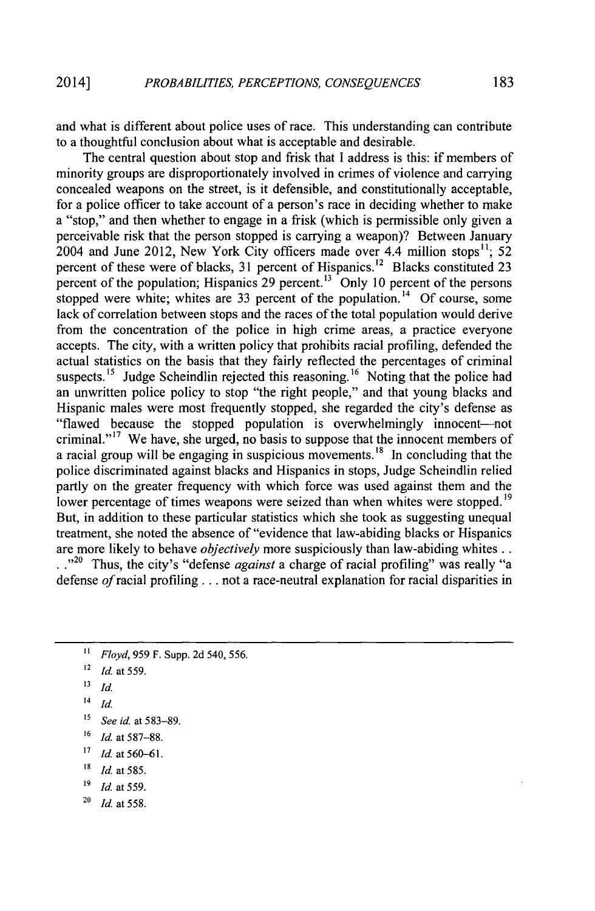and what is different about police uses of race. This understanding can contribute to a thoughtful conclusion about what is acceptable and desirable.

The central question about stop and frisk that I address is this: if members of minority groups are disproportionately involved in crimes of violence and carrying concealed weapons on the street, is it defensible, and constitutionally acceptable, for a police officer to take account of a person's race in deciding whether to make a "stop," and then whether to engage in a frisk (which is permissible only given a perceivable risk that the person stopped is carrying a weapon)? Between January 2004 and June 2012, New York City officers made over 4.4 million stops[11]; 52 percent of these were of blacks, 31 percent of Hispanics.[12] Blacks constituted 23 percent of the population; Hispanics 29 percent.[13] Only 10 percent of the persons stopped were white; whites are 33 percent of the population.[14] Of course, some lack of correlation between stops and the races of the total population would derive from the concentration of the police in high crime areas, a practice everyone accepts. The city, with a written policy that prohibits racial profiling, defended the actual statistics on the basis that they fairly reflected the percentages of criminal suspects.[15] Judge Scheindlin rejected this reasoning.[16] Noting that the police had an unwritten police policy to stop "the right people," and that young blacks and Hispanic males were most frequently stopped, she regarded the city's defense as "flawed because the stopped population is overwhelmingly innocent—not criminal."[17] We have, she urged, no basis to suppose that the innocent members of a racial group will be engaging in suspicious movements.[18] In concluding that the police discriminated against blacks and Hispanics in stops, Judge Scheindlin relied partly on the greater frequency with which force was used against them and the lower percentage of times weapons were seized than when whites were stopped.[19] But, in addition to these particular statistics which she took as suggesting unequal treatment, she noted the absence of "evidence that law-abiding blacks or Hispanics are more likely to behave *objectively* more suspiciously than law-abiding whites . . . ."[20] Thus, the city's "defense *against* a charge of racial profiling" was really "a defense *of* racial profiling . . . not a race-neutral explanation for racial disparities in

---

[11] *Floyd*, 959 F. Supp. 2d 540, 556.

[12] *Id.* at 559.

[13] *Id.*

[14] *Id.*

[15] *See id.* at 583–89.

[16] *Id.* at 587–88.

[17] *Id.* at 560–61.

[18] *Id.* at 585.

[19] *Id.* at 559.

[20] *Id.* at 558.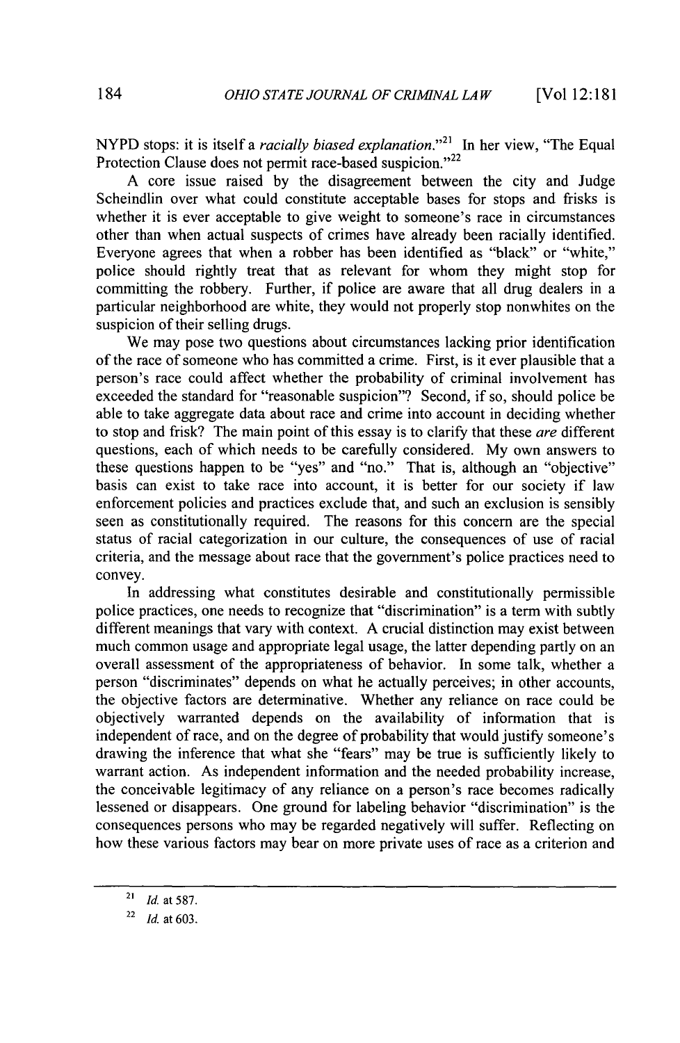NYPD stops: it is itself a *racially biased explanation*."[21] In her view, "The Equal Protection Clause does not permit race-based suspicion."[22]

A core issue raised by the disagreement between the city and Judge Scheindlin over what could constitute acceptable bases for stops and frisks is whether it is ever acceptable to give weight to someone's race in circumstances other than when actual suspects of crimes have already been racially identified. Everyone agrees that when a robber has been identified as "black" or "white," police should rightly treat that as relevant for whom they might stop for committing the robbery. Further, if police are aware that all drug dealers in a particular neighborhood are white, they would not properly stop nonwhites on the suspicion of their selling drugs.

We may pose two questions about circumstances lacking prior identification of the race of someone who has committed a crime. First, is it ever plausible that a person's race could affect whether the probability of criminal involvement has exceeded the standard for "reasonable suspicion"? Second, if so, should police be able to take aggregate data about race and crime into account in deciding whether to stop and frisk? The main point of this essay is to clarify that these *are* different questions, each of which needs to be carefully considered. My own answers to these questions happen to be "yes" and "no." That is, although an "objective" basis can exist to take race into account, it is better for our society if law enforcement policies and practices exclude that, and such an exclusion is sensibly seen as constitutionally required. The reasons for this concern are the special status of racial categorization in our culture, the consequences of use of racial criteria, and the message about race that the government's police practices need to convey.

In addressing what constitutes desirable and constitutionally permissible police practices, one needs to recognize that "discrimination" is a term with subtly different meanings that vary with context. A crucial distinction may exist between much common usage and appropriate legal usage, the latter depending partly on an overall assessment of the appropriateness of behavior. In some talk, whether a person "discriminates" depends on what he actually perceives; in other accounts, the objective factors are determinative. Whether any reliance on race could be objectively warranted depends on the availability of information that is independent of race, and on the degree of probability that would justify someone's drawing the inference that what she "fears" may be true is sufficiently likely to warrant action. As independent information and the needed probability increase, the conceivable legitimacy of any reliance on a person's race becomes radically lessened or disappears. One ground for labeling behavior "discrimination" is the consequences persons who may be regarded negatively will suffer. Reflecting on how these various factors may bear on more private uses of race as a criterion and

---

[21] *Id.* at 587.

[22] *Id.* at 603.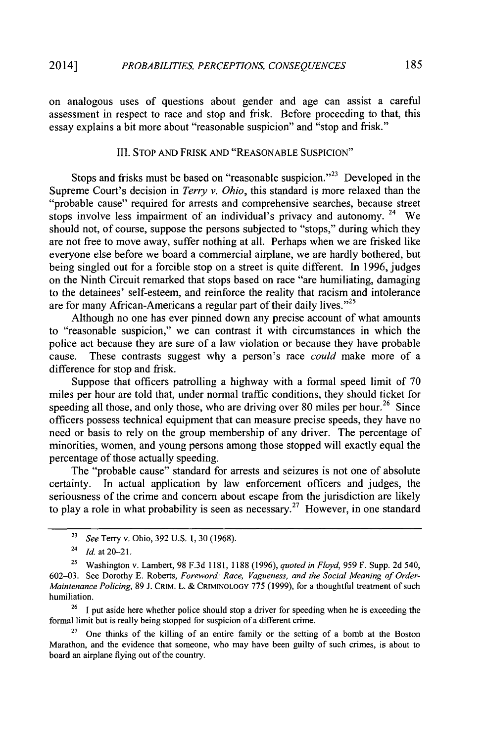on analogous uses of questions about gender and age can assist a careful assessment in respect to race and stop and frisk. Before proceeding to that, this essay explains a bit more about "reasonable suspicion" and "stop and frisk."

## III. STOP AND FRISK AND "REASONABLE SUSPICION"

Stops and frisks must be based on "reasonable suspicion."[23] Developed in the Supreme Court's decision in *Terry v. Ohio*, this standard is more relaxed than the "probable cause" required for arrests and comprehensive searches, because street stops involve less impairment of an individual's privacy and autonomy.[24] We should not, of course, suppose the persons subjected to "stops," during which they are not free to move away, suffer nothing at all. Perhaps when we are frisked like everyone else before we board a commercial airplane, we are hardly bothered, but being singled out for a forcible stop on a street is quite different. In 1996, judges on the Ninth Circuit remarked that stops based on race "are humiliating, damaging to the detainees' self-esteem, and reinforce the reality that racism and intolerance are for many African-Americans a regular part of their daily lives."[25]

Although no one has ever pinned down any precise account of what amounts to "reasonable suspicion," we can contrast it with circumstances in which the police act because they are sure of a law violation or because they have probable cause. These contrasts suggest why a person's race *could* make more of a difference for stop and frisk.

Suppose that officers patrolling a highway with a formal speed limit of 70 miles per hour are told that, under normal traffic conditions, they should ticket for speeding all those, and only those, who are driving over 80 miles per hour.[26] Since officers possess technical equipment that can measure precise speeds, they have no need or basis to rely on the group membership of any driver. The percentage of minorities, women, and young persons among those stopped will exactly equal the percentage of those actually speeding.

The "probable cause" standard for arrests and seizures is not one of absolute certainty. In actual application by law enforcement officers and judges, the seriousness of the crime and concern about escape from the jurisdiction are likely to play a role in what probability is seen as necessary.[27] However, in one standard

---

[23] *See* Terry v. Ohio, 392 U.S. 1, 30 (1968).

[24] *Id.* at 20–21.

[25] Washington v. Lambert, 98 F.3d 1181, 1188 (1996), *quoted in Floyd*, 959 F. Supp. 2d 540, 602–03. See Dorothy E. Roberts, *Foreword: Race, Vagueness, and the Social Meaning of Order-Maintenance Policing*, 89 J. CRIM. L. & CRIMINOLOGY 775 (1999), for a thoughtful treatment of such humiliation.

[26] I put aside here whether police should stop a driver for speeding when he is exceeding the formal limit but is really being stopped for suspicion of a different crime.

[27] One thinks of the killing of an entire family or the setting of a bomb at the Boston Marathon, and the evidence that someone, who may have been guilty of such crimes, is about to board an airplane flying out of the country.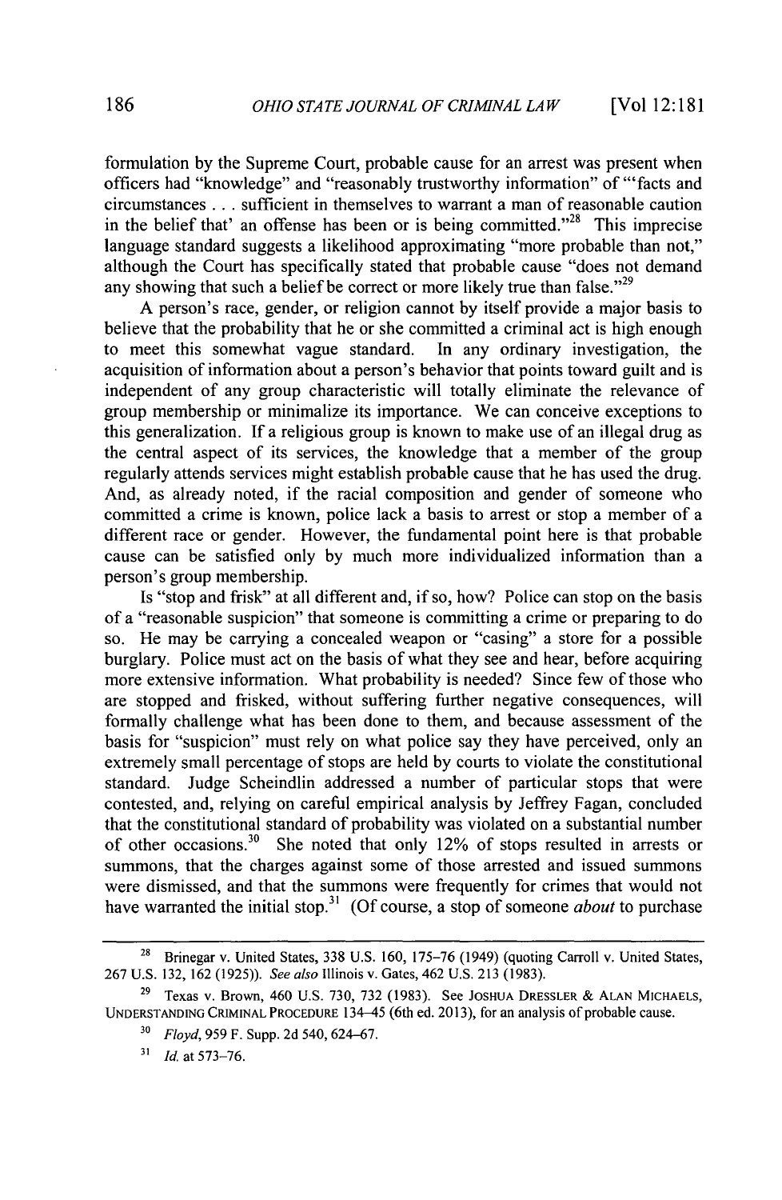formulation by the Supreme Court, probable cause for an arrest was present when officers had "knowledge" and "reasonably trustworthy information" of "'facts and circumstances . . . sufficient in themselves to warrant a man of reasonable caution in the belief that' an offense has been or is being committed."[28] This imprecise language standard suggests a likelihood approximating "more probable than not," although the Court has specifically stated that probable cause "does not demand any showing that such a belief be correct or more likely true than false."[29]

A person's race, gender, or religion cannot by itself provide a major basis to believe that the probability that he or she committed a criminal act is high enough to meet this somewhat vague standard. In any ordinary investigation, the acquisition of information about a person's behavior that points toward guilt and is independent of any group characteristic will totally eliminate the relevance of group membership or minimalize its importance. We can conceive exceptions to this generalization. If a religious group is known to make use of an illegal drug as the central aspect of its services, the knowledge that a member of the group regularly attends services might establish probable cause that he has used the drug. And, as already noted, if the racial composition and gender of someone who committed a crime is known, police lack a basis to arrest or stop a member of a different race or gender. However, the fundamental point here is that probable cause can be satisfied only by much more individualized information than a person's group membership.

Is "stop and frisk" at all different and, if so, how? Police can stop on the basis of a "reasonable suspicion" that someone is committing a crime or preparing to do so. He may be carrying a concealed weapon or "casing" a store for a possible burglary. Police must act on the basis of what they see and hear, before acquiring more extensive information. What probability is needed? Since few of those who are stopped and frisked, without suffering further negative consequences, will formally challenge what has been done to them, and because assessment of the basis for "suspicion" must rely on what police say they have perceived, only an extremely small percentage of stops are held by courts to violate the constitutional standard. Judge Scheindlin addressed a number of particular stops that were contested, and, relying on careful empirical analysis by Jeffrey Fagan, concluded that the constitutional standard of probability was violated on a substantial number of other occasions.[30] She noted that only 12% of stops resulted in arrests or summons, that the charges against some of those arrested and issued summons were dismissed, and that the summons were frequently for crimes that would not have warranted the initial stop.[31] (Of course, a stop of someone *about* to purchase

---

[28] Brinegar v. United States, 338 U.S. 160, 175–76 (1949) (quoting Carroll v. United States, 267 U.S. 132, 162 (1925)). *See also* Illinois v. Gates, 462 U.S. 213 (1983).

[29] Texas v. Brown, 460 U.S. 730, 732 (1983). See JOSHUA DRESSLER & ALAN MICHAELS, UNDERSTANDING CRIMINAL PROCEDURE 134–45 (6th ed. 2013), for an analysis of probable cause.

[30] *Floyd*, 959 F. Supp. 2d 540, 624–67.

[31] *Id.* at 573–76.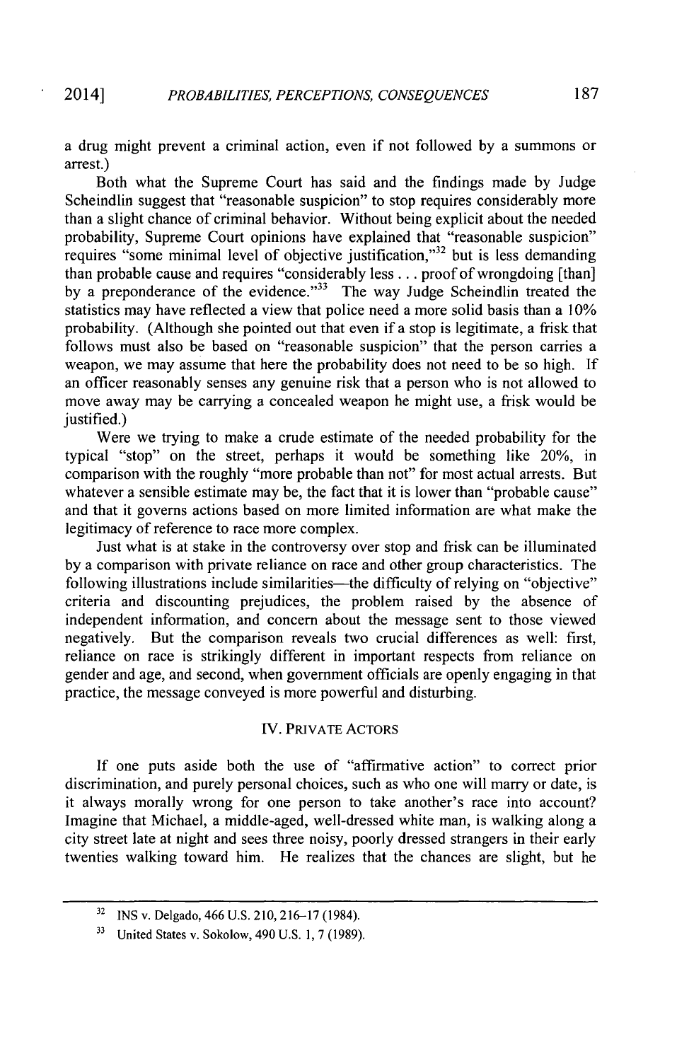a drug might prevent a criminal action, even if not followed by a summons or arrest.)

Both what the Supreme Court has said and the findings made by Judge Scheindlin suggest that "reasonable suspicion" to stop requires considerably more than a slight chance of criminal behavior. Without being explicit about the needed probability, Supreme Court opinions have explained that "reasonable suspicion" requires "some minimal level of objective justification,"[32] but is less demanding than probable cause and requires "considerably less . . . proof of wrongdoing [than] by a preponderance of the evidence."[33] The way Judge Scheindlin treated the statistics may have reflected a view that police need a more solid basis than a 10% probability. (Although she pointed out that even if a stop is legitimate, a frisk that follows must also be based on "reasonable suspicion" that the person carries a weapon, we may assume that here the probability does not need to be so high. If an officer reasonably senses any genuine risk that a person who is not allowed to move away may be carrying a concealed weapon he might use, a frisk would be justified.)

Were we trying to make a crude estimate of the needed probability for the typical "stop" on the street, perhaps it would be something like 20%, in comparison with the roughly "more probable than not" for most actual arrests. But whatever a sensible estimate may be, the fact that it is lower than "probable cause" and that it governs actions based on more limited information are what make the legitimacy of reference to race more complex.

Just what is at stake in the controversy over stop and frisk can be illuminated by a comparison with private reliance on race and other group characteristics. The following illustrations include similarities—the difficulty of relying on "objective" criteria and discounting prejudices, the problem raised by the absence of independent information, and concern about the message sent to those viewed negatively. But the comparison reveals two crucial differences as well: first, reliance on race is strikingly different in important respects from reliance on gender and age, and second, when government officials are openly engaging in that practice, the message conveyed is more powerful and disturbing.

## IV. PRIVATE ACTORS

If one puts aside both the use of "affirmative action" to correct prior discrimination, and purely personal choices, such as who one will marry or date, is it always morally wrong for one person to take another's race into account? Imagine that Michael, a middle-aged, well-dressed white man, is walking along a city street late at night and sees three noisy, poorly dressed strangers in their early twenties walking toward him. He realizes that the chances are slight, but he

---

[32] INS v. Delgado, 466 U.S. 210, 216–17 (1984).

[33] United States v. Sokolow, 490 U.S. 1, 7 (1989).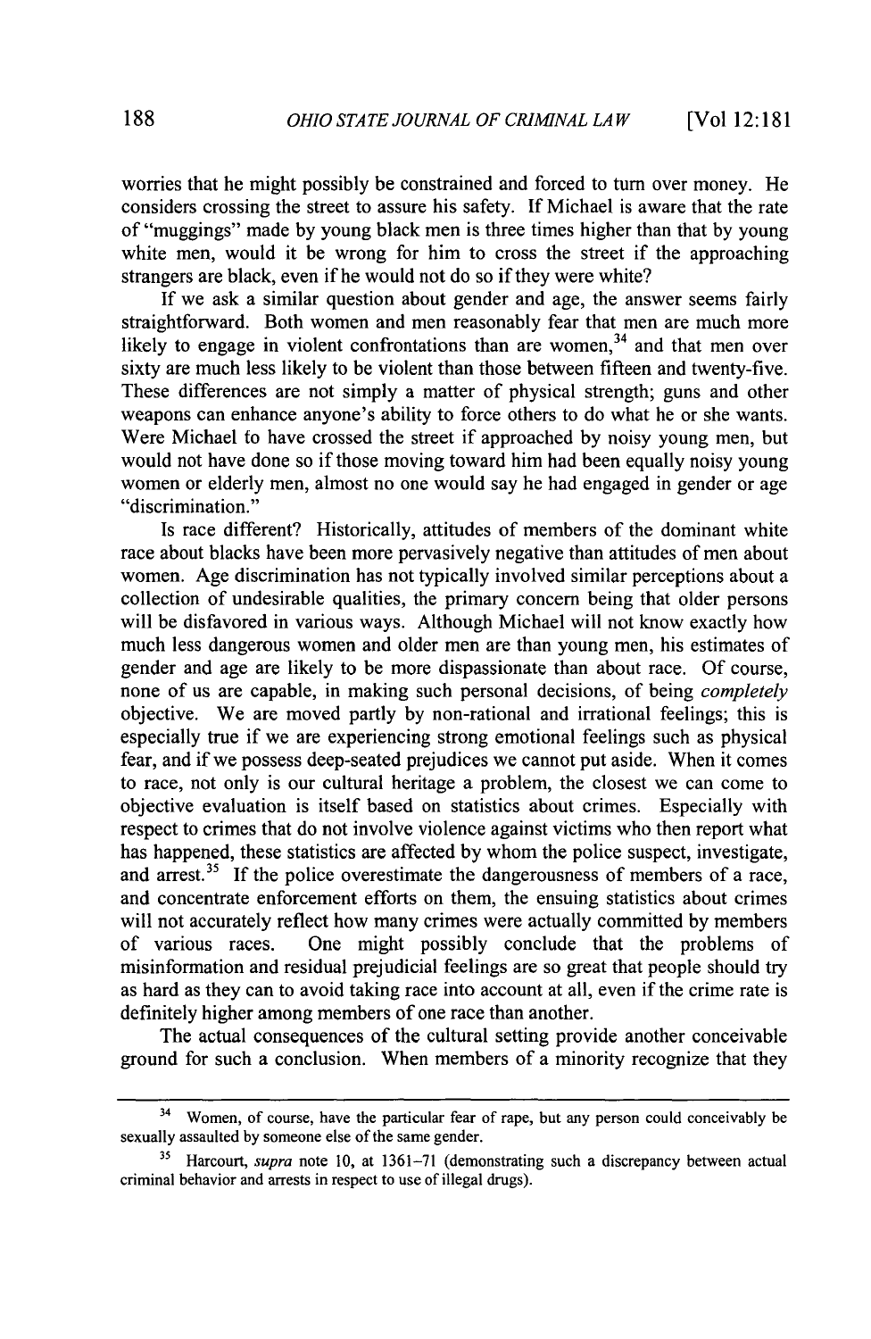worries that he might possibly be constrained and forced to turn over money. He considers crossing the street to assure his safety. If Michael is aware that the rate of "muggings" made by young black men is three times higher than that by young white men, would it be wrong for him to cross the street if the approaching strangers are black, even if he would not do so if they were white?

If we ask a similar question about gender and age, the answer seems fairly straightforward. Both women and men reasonably fear that men are much more likely to engage in violent confrontations than are women,[34] and that men over sixty are much less likely to be violent than those between fifteen and twenty-five. These differences are not simply a matter of physical strength; guns and other weapons can enhance anyone's ability to force others to do what he or she wants. Were Michael to have crossed the street if approached by noisy young men, but would not have done so if those moving toward him had been equally noisy young women or elderly men, almost no one would say he had engaged in gender or age "discrimination."

Is race different? Historically, attitudes of members of the dominant white race about blacks have been more pervasively negative than attitudes of men about women. Age discrimination has not typically involved similar perceptions about a collection of undesirable qualities, the primary concern being that older persons will be disfavored in various ways. Although Michael will not know exactly how much less dangerous women and older men are than young men, his estimates of gender and age are likely to be more dispassionate than about race. Of course, none of us are capable, in making such personal decisions, of being *completely* objective. We are moved partly by non-rational and irrational feelings; this is especially true if we are experiencing strong emotional feelings such as physical fear, and if we possess deep-seated prejudices we cannot put aside. When it comes to race, not only is our cultural heritage a problem, the closest we can come to objective evaluation is itself based on statistics about crimes. Especially with respect to crimes that do not involve violence against victims who then report what has happened, these statistics are affected by whom the police suspect, investigate, and arrest.[35] If the police overestimate the dangerousness of members of a race, and concentrate enforcement efforts on them, the ensuing statistics about crimes will not accurately reflect how many crimes were actually committed by members of various races. One might possibly conclude that the problems of misinformation and residual prejudicial feelings are so great that people should try as hard as they can to avoid taking race into account at all, even if the crime rate is definitely higher among members of one race than another.

The actual consequences of the cultural setting provide another conceivable ground for such a conclusion. When members of a minority recognize that they

---

[34] Women, of course, have the particular fear of rape, but any person could conceivably be sexually assaulted by someone else of the same gender.

[35] Harcourt, *supra* note 10, at 1361–71 (demonstrating such a discrepancy between actual criminal behavior and arrests in respect to use of illegal drugs).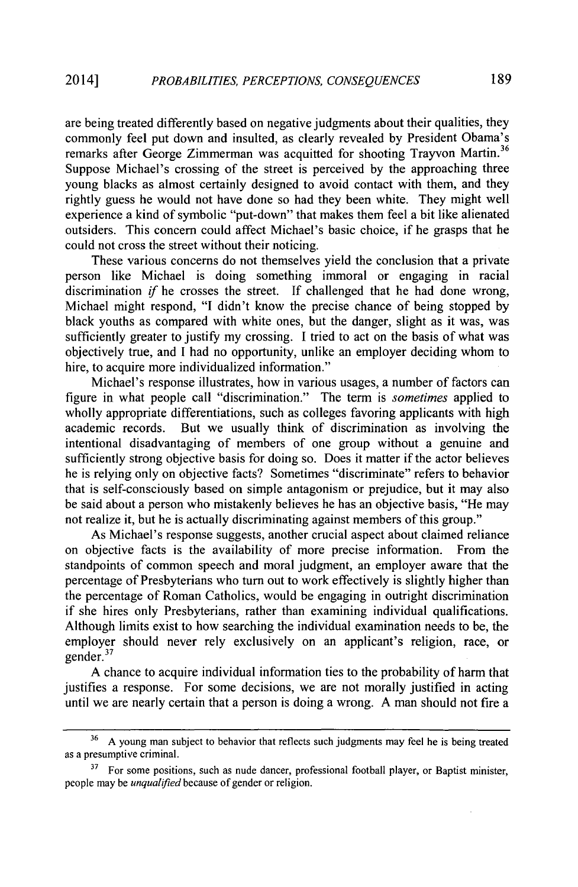are being treated differently based on negative judgments about their qualities, they commonly feel put down and insulted, as clearly revealed by President Obama's remarks after George Zimmerman was acquitted for shooting Trayvon Martin.[36] Suppose Michael's crossing of the street is perceived by the approaching three young blacks as almost certainly designed to avoid contact with them, and they rightly guess he would not have done so had they been white. They might well experience a kind of symbolic "put-down" that makes them feel a bit like alienated outsiders. This concern could affect Michael's basic choice, if he grasps that he could not cross the street without their noticing.

These various concerns do not themselves yield the conclusion that a private person like Michael is doing something immoral or engaging in racial discrimination *if* he crosses the street. If challenged that he had done wrong, Michael might respond, "I didn't know the precise chance of being stopped by black youths as compared with white ones, but the danger, slight as it was, was sufficiently greater to justify my crossing. I tried to act on the basis of what was objectively true, and I had no opportunity, unlike an employer deciding whom to hire, to acquire more individualized information."

Michael's response illustrates, how in various usages, a number of factors can figure in what people call "discrimination." The term is *sometimes* applied to wholly appropriate differentiations, such as colleges favoring applicants with high academic records. But we usually think of discrimination as involving the intentional disadvantaging of members of one group without a genuine and sufficiently strong objective basis for doing so. Does it matter if the actor believes he is relying only on objective facts? Sometimes "discriminate" refers to behavior that is self-consciously based on simple antagonism or prejudice, but it may also be said about a person who mistakenly believes he has an objective basis, "He may not realize it, but he is actually discriminating against members of this group."

As Michael's response suggests, another crucial aspect about claimed reliance on objective facts is the availability of more precise information. From the standpoints of common speech and moral judgment, an employer aware that the percentage of Presbyterians who turn out to work effectively is slightly higher than the percentage of Roman Catholics, would be engaging in outright discrimination if she hires only Presbyterians, rather than examining individual qualifications. Although limits exist to how searching the individual examination needs to be, the employer should never rely exclusively on an applicant's religion, race, or gender.[37]

A chance to acquire individual information ties to the probability of harm that justifies a response. For some decisions, we are not morally justified in acting until we are nearly certain that a person is doing a wrong. A man should not fire a

---

[36] A young man subject to behavior that reflects such judgments may feel he is being treated as a presumptive criminal.

[37] For some positions, such as nude dancer, professional football player, or Baptist minister, people may be *unqualified* because of gender or religion.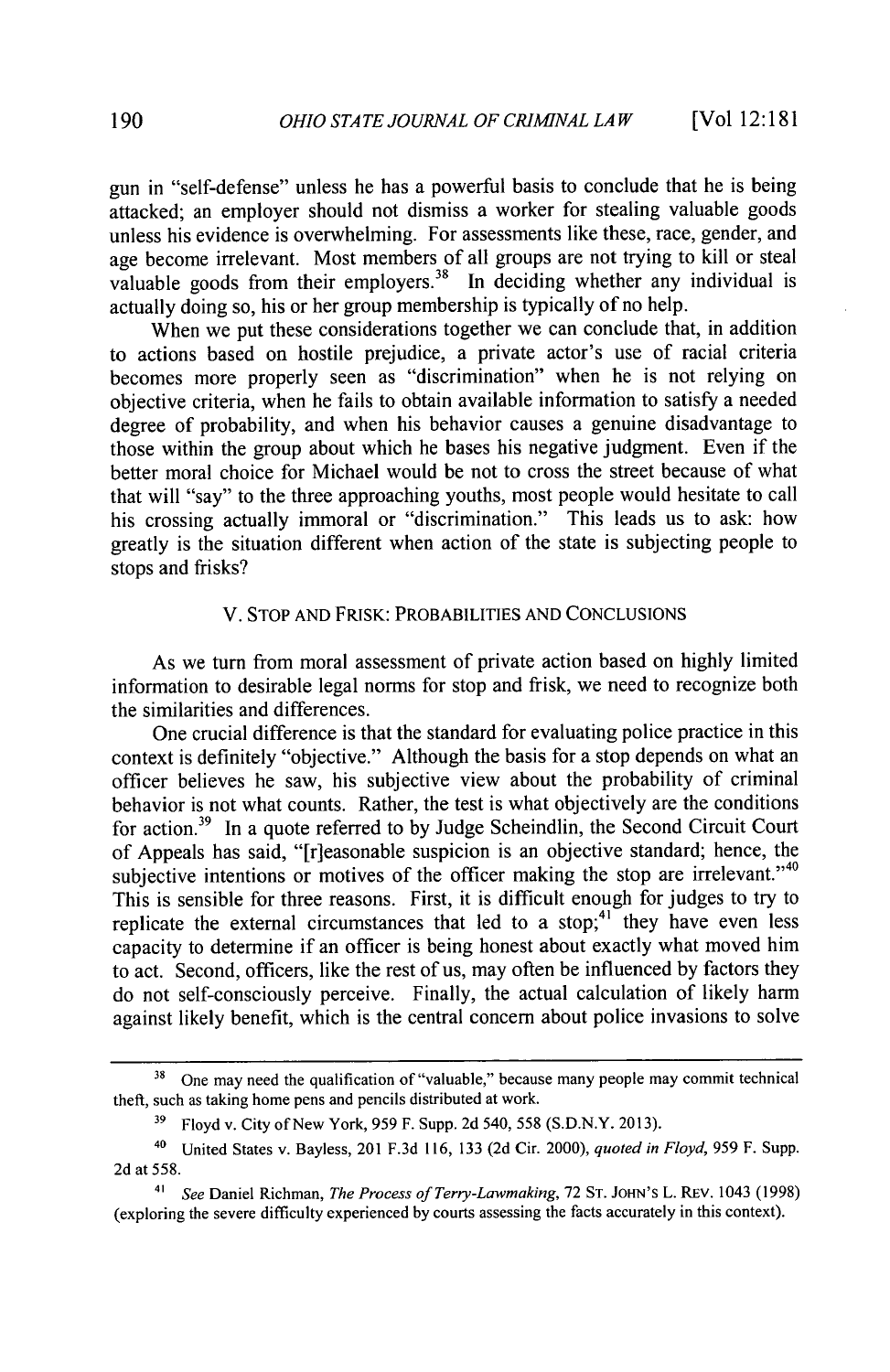gun in "self-defense" unless he has a powerful basis to conclude that he is being attacked; an employer should not dismiss a worker for stealing valuable goods unless his evidence is overwhelming. For assessments like these, race, gender, and age become irrelevant. Most members of all groups are not trying to kill or steal valuable goods from their employers.[38] In deciding whether any individual is actually doing so, his or her group membership is typically of no help.

When we put these considerations together we can conclude that, in addition to actions based on hostile prejudice, a private actor's use of racial criteria becomes more properly seen as "discrimination" when he is not relying on objective criteria, when he fails to obtain available information to satisfy a needed degree of probability, and when his behavior causes a genuine disadvantage to those within the group about which he bases his negative judgment. Even if the better moral choice for Michael would be not to cross the street because of what that will "say" to the three approaching youths, most people would hesitate to call his crossing actually immoral or "discrimination." This leads us to ask: how greatly is the situation different when action of the state is subjecting people to stops and frisks?

## V. STOP AND FRISK: PROBABILITIES AND CONCLUSIONS

As we turn from moral assessment of private action based on highly limited information to desirable legal norms for stop and frisk, we need to recognize both the similarities and differences.

One crucial difference is that the standard for evaluating police practice in this context is definitely "objective." Although the basis for a stop depends on what an officer believes he saw, his subjective view about the probability of criminal behavior is not what counts. Rather, the test is what objectively are the conditions for action.[39] In a quote referred to by Judge Scheindlin, the Second Circuit Court of Appeals has said, "[r]easonable suspicion is an objective standard; hence, the subjective intentions or motives of the officer making the stop are irrelevant."[40] This is sensible for three reasons. First, it is difficult enough for judges to try to replicate the external circumstances that led to a stop;[41] they have even less capacity to determine if an officer is being honest about exactly what moved him to act. Second, officers, like the rest of us, may often be influenced by factors they do not self-consciously perceive. Finally, the actual calculation of likely harm against likely benefit, which is the central concern about police invasions to solve

---

[38] One may need the qualification of "valuable," because many people may commit technical theft, such as taking home pens and pencils distributed at work.

[39] Floyd v. City of New York, 959 F. Supp. 2d 540, 558 (S.D.N.Y. 2013).

[40] United States v. Bayless, 201 F.3d 116, 133 (2d Cir. 2000), *quoted in Floyd*, 959 F. Supp. 2d at 558.

[41] *See* Daniel Richman, *The Process of Terry-Lawmaking*, 72 ST. JOHN'S L. REV. 1043 (1998) (exploring the severe difficulty experienced by courts assessing the facts accurately in this context).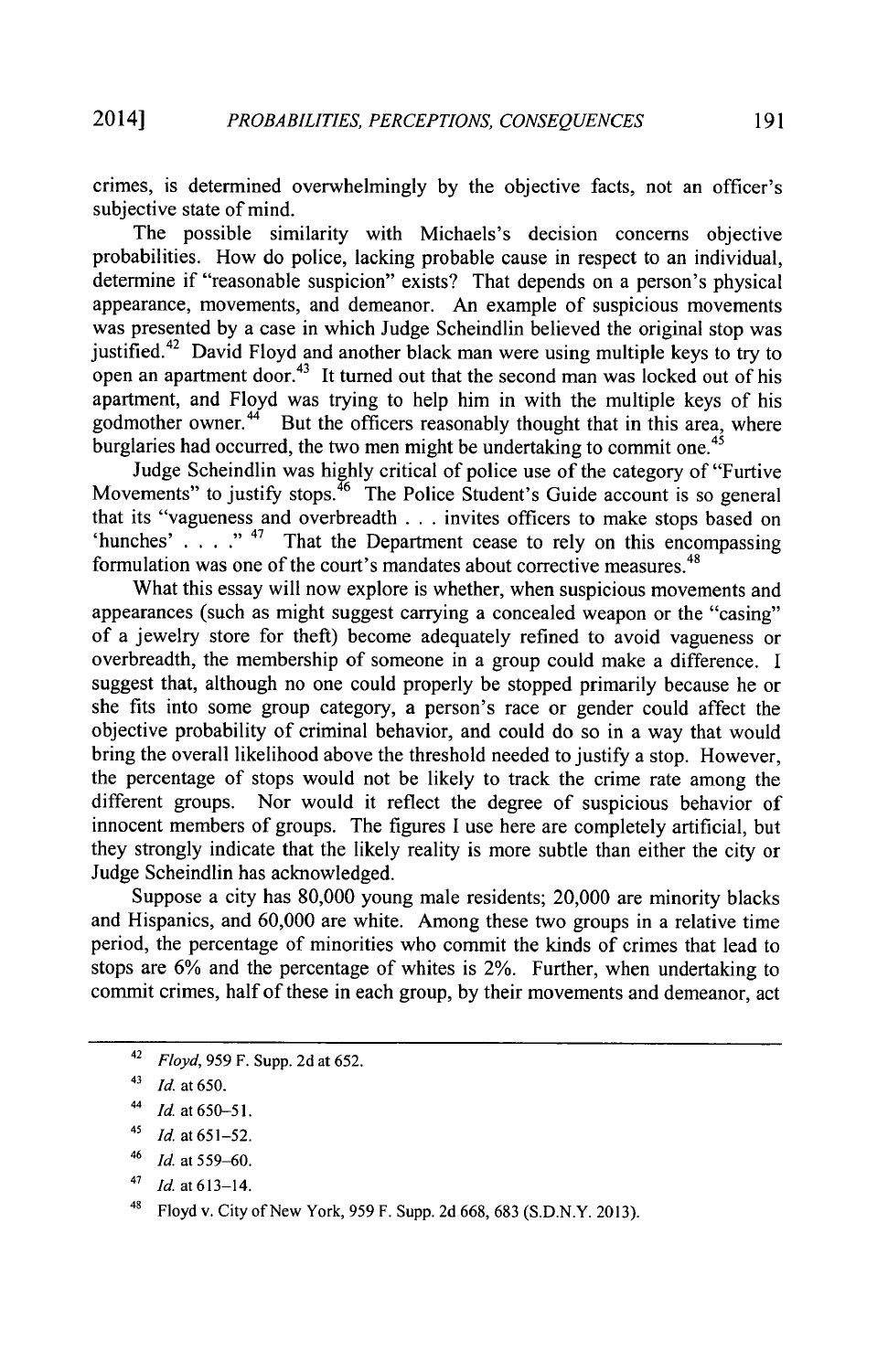crimes, is determined overwhelmingly by the objective facts, not an officer's subjective state of mind.

The possible similarity with Michaels's decision concerns objective probabilities. How do police, lacking probable cause in respect to an individual, determine if "reasonable suspicion" exists? That depends on a person's physical appearance, movements, and demeanor. An example of suspicious movements was presented by a case in which Judge Scheindlin believed the original stop was justified.[42] David Floyd and another black man were using multiple keys to try to open an apartment door.[43] It turned out that the second man was locked out of his apartment, and Floyd was trying to help him in with the multiple keys of his godmother owner.[44] But the officers reasonably thought that in this area, where burglaries had occurred, the two men might be undertaking to commit one.[45]

Judge Scheindlin was highly critical of police use of the category of "Furtive Movements" to justify stops.[46] The Police Student's Guide account is so general that its "vagueness and overbreadth . . . invites officers to make stops based on 'hunches' . . . ."[47] That the Department cease to rely on this encompassing formulation was one of the court's mandates about corrective measures.[48]

What this essay will now explore is whether, when suspicious movements and appearances (such as might suggest carrying a concealed weapon or the "casing" of a jewelry store for theft) become adequately refined to avoid vagueness or overbreadth, the membership of someone in a group could make a difference. I suggest that, although no one could properly be stopped primarily because he or she fits into some group category, a person's race or gender could affect the objective probability of criminal behavior, and could do so in a way that would bring the overall likelihood above the threshold needed to justify a stop. However, the percentage of stops would not be likely to track the crime rate among the different groups. Nor would it reflect the degree of suspicious behavior of innocent members of groups. The figures I use here are completely artificial, but they strongly indicate that the likely reality is more subtle than either the city or Judge Scheindlin has acknowledged.

Suppose a city has 80,000 young male residents; 20,000 are minority blacks and Hispanics, and 60,000 are white. Among these two groups in a relative time period, the percentage of minorities who commit the kinds of crimes that lead to stops are 6% and the percentage of whites is 2%. Further, when undertaking to commit crimes, half of these in each group, by their movements and demeanor, act

---

[42] *Floyd*, 959 F. Supp. 2d at 652.

[43] *Id.* at 650.

[44] *Id.* at 650–51.

[45] *Id.* at 651–52.

[46] *Id.* at 559–60.

[47] *Id.* at 613–14.

[48] Floyd v. City of New York, 959 F. Supp. 2d 668, 683 (S.D.N.Y. 2013).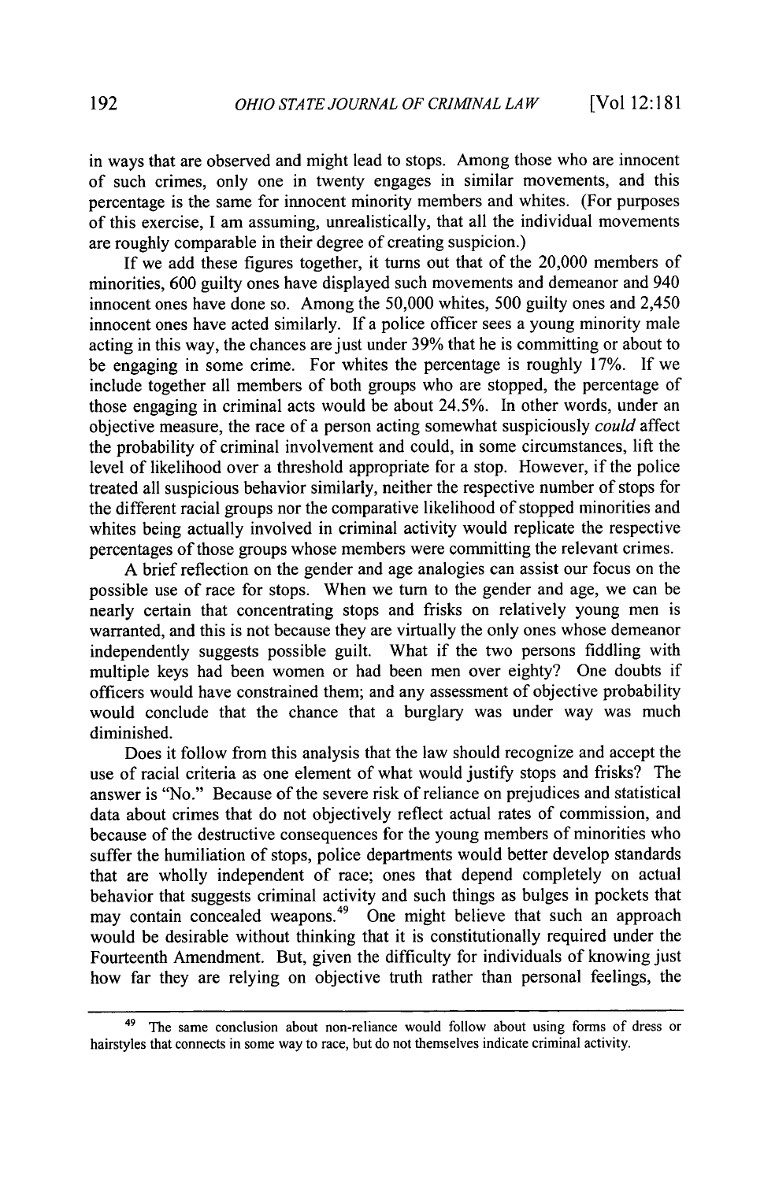in ways that are observed and might lead to stops. Among those who are innocent of such crimes, only one in twenty engages in similar movements, and this percentage is the same for innocent minority members and whites. (For purposes of this exercise, I am assuming, unrealistically, that all the individual movements are roughly comparable in their degree of creating suspicion.)

If we add these figures together, it turns out that of the 20,000 members of minorities, 600 guilty ones have displayed such movements and demeanor and 940 innocent ones have done so. Among the 50,000 whites, 500 guilty ones and 2,450 innocent ones have acted similarly. If a police officer sees a young minority male acting in this way, the chances are just under 39% that he is committing or about to be engaging in some crime. For whites the percentage is roughly 17%. If we include together all members of both groups who are stopped, the percentage of those engaging in criminal acts would be about 24.5%. In other words, under an objective measure, the race of a person acting somewhat suspiciously *could* affect the probability of criminal involvement and could, in some circumstances, lift the level of likelihood over a threshold appropriate for a stop. However, if the police treated all suspicious behavior similarly, neither the respective number of stops for the different racial groups nor the comparative likelihood of stopped minorities and whites being actually involved in criminal activity would replicate the respective percentages of those groups whose members were committing the relevant crimes.

A brief reflection on the gender and age analogies can assist our focus on the possible use of race for stops. When we turn to the gender and age, we can be nearly certain that concentrating stops and frisks on relatively young men is warranted, and this is not because they are virtually the only ones whose demeanor independently suggests possible guilt. What if the two persons fiddling with multiple keys had been women or had been men over eighty? One doubts if officers would have constrained them; and any assessment of objective probability would conclude that the chance that a burglary was under way was much diminished.

Does it follow from this analysis that the law should recognize and accept the use of racial criteria as one element of what would justify stops and frisks? The answer is "No." Because of the severe risk of reliance on prejudices and statistical data about crimes that do not objectively reflect actual rates of commission, and because of the destructive consequences for the young members of minorities who suffer the humiliation of stops, police departments would better develop standards that are wholly independent of race; ones that depend completely on actual behavior that suggests criminal activity and such things as bulges in pockets that may contain concealed weapons.[49] One might believe that such an approach would be desirable without thinking that it is constitutionally required under the Fourteenth Amendment. But, given the difficulty for individuals of knowing just how far they are relying on objective truth rather than personal feelings, the

---

[49] The same conclusion about non-reliance would follow about using forms of dress or hairstyles that connects in some way to race, but do not themselves indicate criminal activity.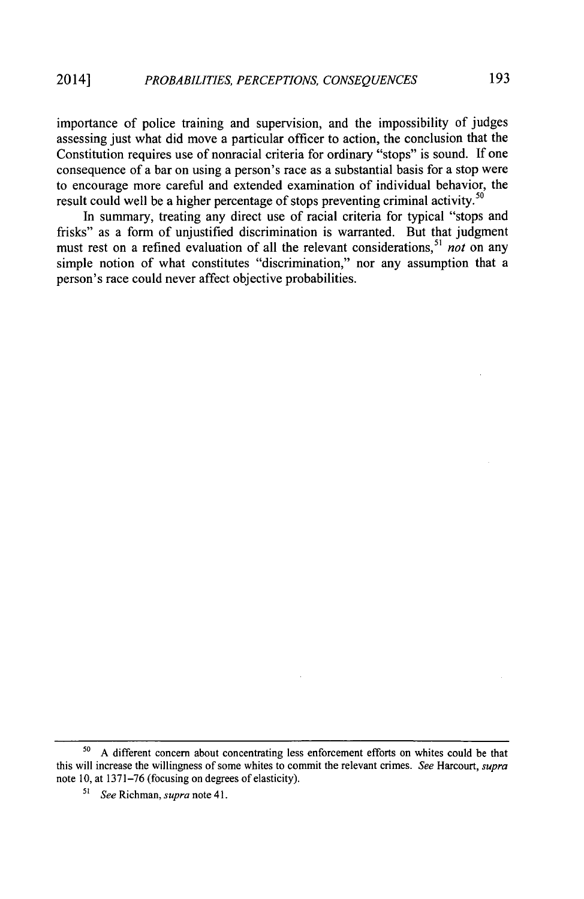importance of police training and supervision, and the impossibility of judges assessing just what did move a particular officer to action, the conclusion that the Constitution requires use of nonracial criteria for ordinary "stops" is sound. If one consequence of a bar on using a person's race as a substantial basis for a stop were to encourage more careful and extended examination of individual behavior, the result could well be a higher percentage of stops preventing criminal activity.[50]

In summary, treating any direct use of racial criteria for typical "stops and frisks" as a form of unjustified discrimination is warranted. But that judgment must rest on a refined evaluation of all the relevant considerations,[51] *not* on any simple notion of what constitutes "discrimination," nor any assumption that a person's race could never affect objective probabilities.

---

[50] A different concern about concentrating less enforcement efforts on whites could be that this will increase the willingness of some whites to commit the relevant crimes. *See* Harcourt, *supra* note 10, at 1371–76 (focusing on degrees of elasticity).

[51] *See* Richman, *supra* note 41.